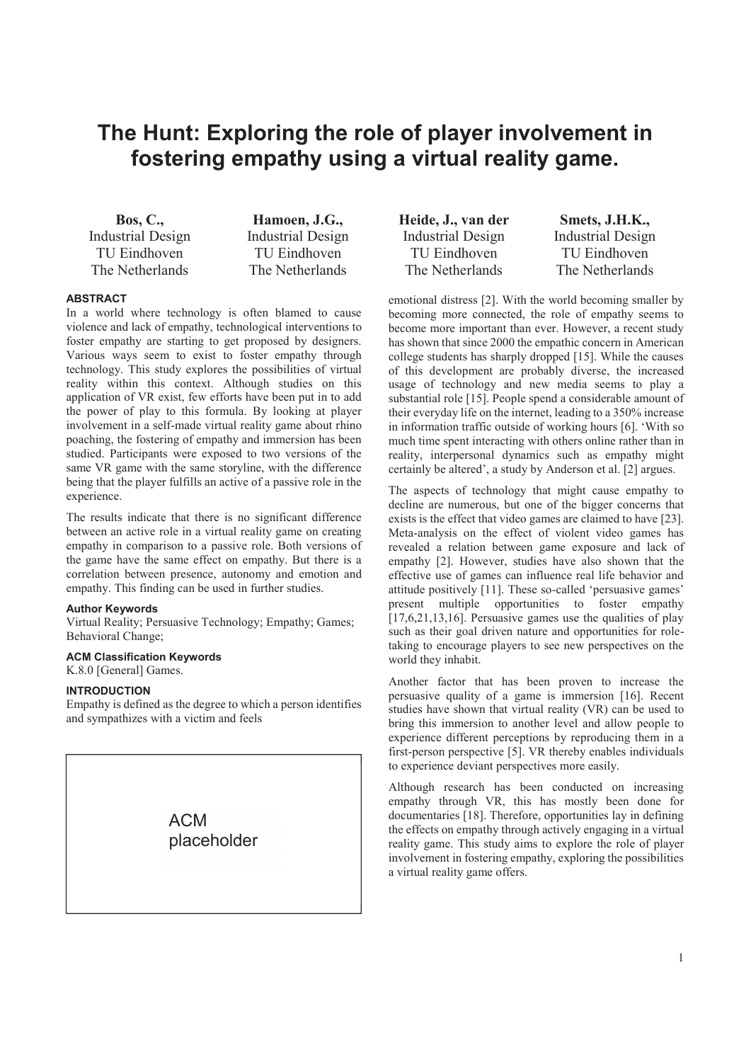# The Hunt: Exploring the role of player involvement in fostering empathy using a virtual reality game.

**Bos, C.,**
Industrial Design
TU Eindhoven
The Netherlands

**Hamoen, J.G.,**
Industrial Design
TU Eindhoven
The Netherlands

**Heide, J., van der**
Industrial Design
TU Eindhoven
The Netherlands

**Smets, J.H.K.,**
Industrial Design
TU Eindhoven
The Netherlands

## ABSTRACT

In a world where technology is often blamed to cause violence and lack of empathy, technological interventions to foster empathy are starting to get proposed by designers. Various ways seem to exist to foster empathy through technology. This study explores the possibilities of virtual reality within this context. Although studies on this application of VR exist, few efforts have been put in to add the power of play to this formula. By looking at player involvement in a self-made virtual reality game about rhino poaching, the fostering of empathy and immersion has been studied. Participants were exposed to two versions of the same VR game with the same storyline, with the difference being that the player fulfills an active of a passive role in the experience.

The results indicate that there is no significant difference between an active role in a virtual reality game on creating empathy in comparison to a passive role. Both versions of the game have the same effect on empathy. But there is a correlation between presence, autonomy and emotion and empathy. This finding can be used in further studies.

### Author Keywords

Virtual Reality; Persuasive Technology; Empathy; Games; Behavioral Change;

### ACM Classification Keywords

K.8.0 [General] Games.

## INTRODUCTION

Empathy is defined as the degree to which a person identifies and sympathizes with a victim and feels emotional distress [2]. With the world becoming smaller by becoming more connected, the role of empathy seems to become more important than ever. However, a recent study has shown that since 2000 the empathic concern in American college students has sharply dropped [15]. While the causes of this development are probably diverse, the increased usage of technology and new media seems to play a substantial role [15]. People spend a considerable amount of their everyday life on the internet, leading to a 350% increase in information traffic outside of working hours [6]. 'With so much time spent interacting with others online rather than in reality, interpersonal dynamics such as empathy might certainly be altered', a study by Anderson et al. [2] argues.

The aspects of technology that might cause empathy to decline are numerous, but one of the bigger concerns that exists is the effect that video games are claimed to have [23]. Meta-analysis on the effect of violent video games has revealed a relation between game exposure and lack of empathy [2]. However, studies have also shown that the effective use of games can influence real life behavior and attitude positively [11]. These so-called 'persuasive games' present multiple opportunities to foster empathy [17,6,21,13,16]. Persuasive games use the qualities of play such as their goal driven nature and opportunities for role-taking to encourage players to see new perspectives on the world they inhabit.

Another factor that has been proven to increase the persuasive quality of a game is immersion [16]. Recent studies have shown that virtual reality (VR) can be used to bring this immersion to another level and allow people to experience different perceptions by reproducing them in a first-person perspective [5]. VR thereby enables individuals to experience deviant perspectives more easily.

Although research has been conducted on increasing empathy through VR, this has mostly been done for documentaries [18]. Therefore, opportunities lay in defining the effects on empathy through actively engaging in a virtual reality game. This study aims to explore the role of player involvement in fostering empathy, exploring the possibilities a virtual reality game offers.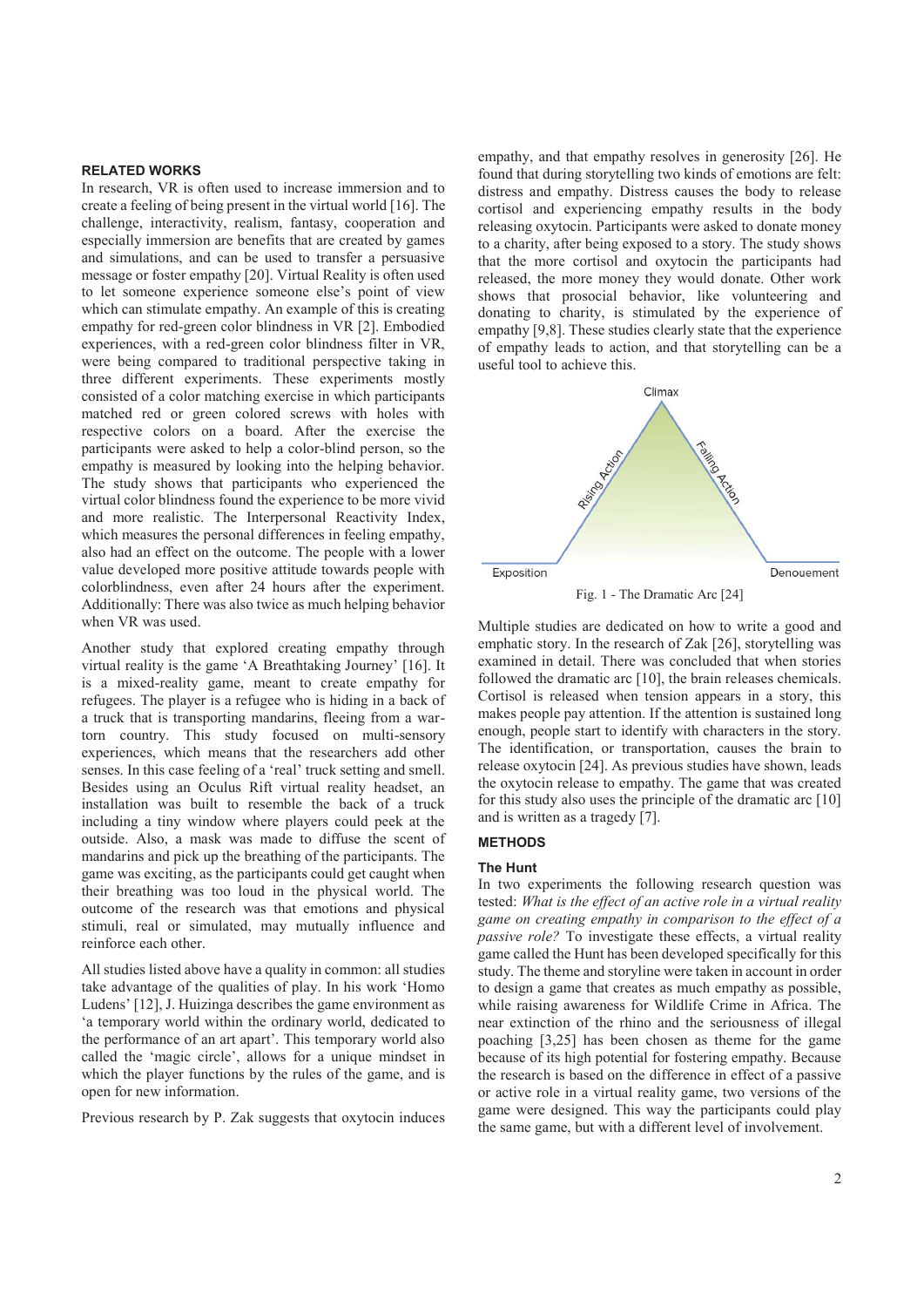## RELATED WORKS

In research, VR is often used to increase immersion and to create a feeling of being present in the virtual world [16]. The challenge, interactivity, realism, fantasy, cooperation and especially immersion are benefits that are created by games and simulations, and can be used to transfer a persuasive message or foster empathy [20]. Virtual Reality is often used to let someone experience someone else's point of view which can stimulate empathy. An example of this is creating empathy for red-green color blindness in VR [2]. Embodied experiences, with a red-green color blindness filter in VR, were being compared to traditional perspective taking in three different experiments. These experiments mostly consisted of a color matching exercise in which participants matched red or green colored screws with holes with respective colors on a board. After the exercise the participants were asked to help a color-blind person, so the empathy is measured by looking into the helping behavior. The study shows that participants who experienced the virtual color blindness found the experience to be more vivid and more realistic. The Interpersonal Reactivity Index, which measures the personal differences in feeling empathy, also had an effect on the outcome. The people with a lower value developed more positive attitude towards people with colorblindness, even after 24 hours after the experiment. Additionally: There was also twice as much helping behavior when VR was used.

Another study that explored creating empathy through virtual reality is the game 'A Breathtaking Journey' [16]. It is a mixed-reality game, meant to create empathy for refugees. The player is a refugee who is hiding in a back of a truck that is transporting mandarins, fleeing from a war-torn country. This study focused on multi-sensory experiences, which means that the researchers add other senses. In this case feeling of a 'real' truck setting and smell. Besides using an Oculus Rift virtual reality headset, an installation was built to resemble the back of a truck including a tiny window where players could peek at the outside. Also, a mask was made to diffuse the scent of mandarins and pick up the breathing of the participants. The game was exciting, as the participants could get caught when their breathing was too loud in the physical world. The outcome of the research was that emotions and physical stimuli, real or simulated, may mutually influence and reinforce each other.

All studies listed above have a quality in common: all studies take advantage of the qualities of play. In his work 'Homo Ludens' [12], J. Huizinga describes the game environment as 'a temporary world within the ordinary world, dedicated to the performance of an art apart'. This temporary world also called the 'magic circle', allows for a unique mindset in which the player functions by the rules of the game, and is open for new information.

Previous research by P. Zak suggests that oxytocin induces empathy, and that empathy resolves in generosity [26]. He found that during storytelling two kinds of emotions are felt: distress and empathy. Distress causes the body to release cortisol and experiencing empathy results in the body releasing oxytocin. Participants were asked to donate money to a charity, after being exposed to a story. The study shows that the more cortisol and oxytocin the participants had released, the more money they would donate. Other work shows that prosocial behavior, like volunteering and donating to charity, is stimulated by the experience of empathy [9,8]. These studies clearly state that the experience of empathy leads to action, and that storytelling can be a useful tool to achieve this.

Climax

Rising Action

Falling Action

Exposition

Denouement

Fig. 1 - The Dramatic Arc [24]

Multiple studies are dedicated on how to write a good and emphatic story. In the research of Zak [26], storytelling was examined in detail. There was concluded that when stories followed the dramatic arc [10], the brain releases chemicals. Cortisol is released when tension appears in a story, this makes people pay attention. If the attention is sustained long enough, people start to identify with characters in the story. The identification, or transportation, causes the brain to release oxytocin [24]. As previous studies have shown, leads the oxytocin release to empathy. The game that was created for this study also uses the principle of the dramatic arc [10] and is written as a tragedy [7].

## METHODS

### The Hunt

In two experiments the following research question was tested: *What is the effect of an active role in a virtual reality game on creating empathy in comparison to the effect of a passive role?* To investigate these effects, a virtual reality game called the Hunt has been developed specifically for this study. The theme and storyline were taken in account in order to design a game that creates as much empathy as possible, while raising awareness for Wildlife Crime in Africa. The near extinction of the rhino and the seriousness of illegal poaching [3,25] has been chosen as theme for the game because of its high potential for fostering empathy. Because the research is based on the difference in effect of a passive or active role in a virtual reality game, two versions of the game were designed. This way the participants could play the same game, but with a different level of involvement.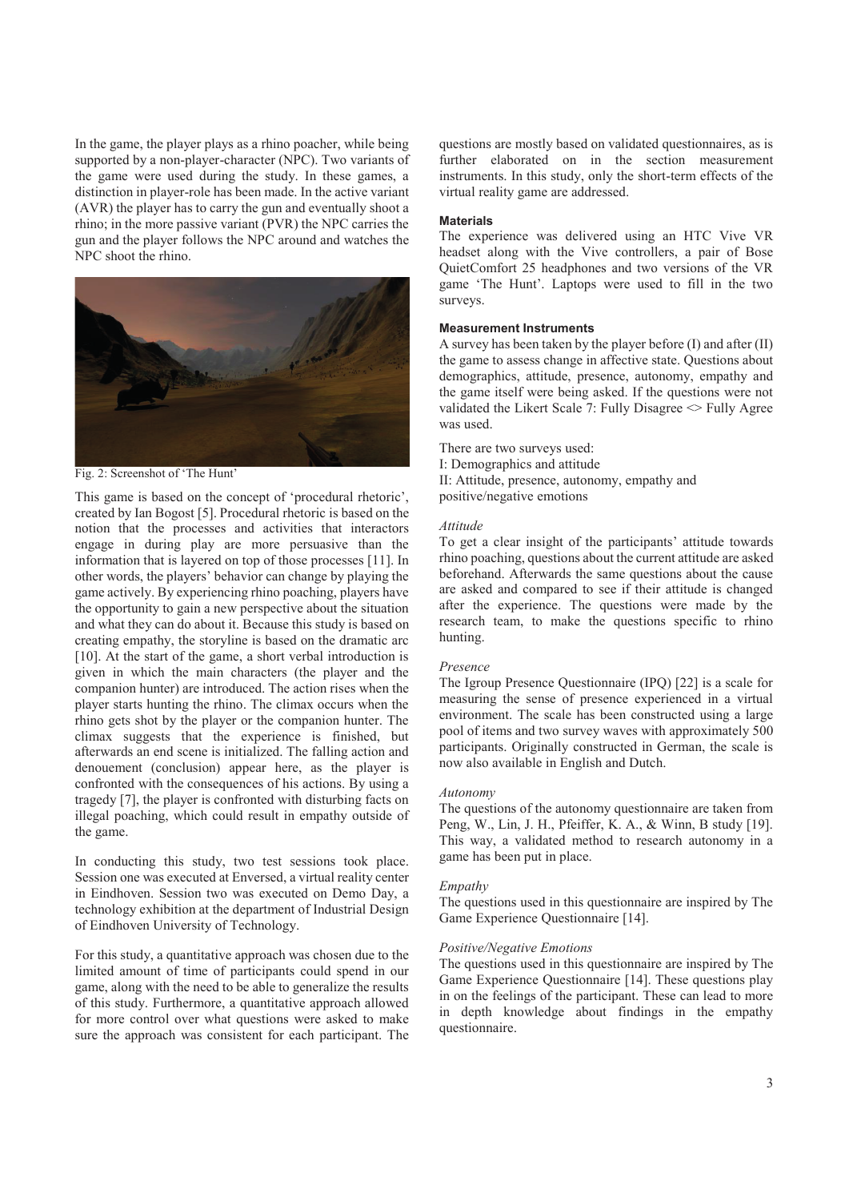In the game, the player plays as a rhino poacher, while being supported by a non-player-character (NPC). Two variants of the game were used during the study. In these games, a distinction in player-role has been made. In the active variant (AVR) the player has to carry the gun and eventually shoot a rhino; in the more passive variant (PVR) the NPC carries the gun and the player follows the NPC around and watches the NPC shoot the rhino.

Fig. 2: Screenshot of 'The Hunt'

This game is based on the concept of 'procedural rhetoric', created by Ian Bogost [5]. Procedural rhetoric is based on the notion that the processes and activities that interactors engage in during play are more persuasive than the information that is layered on top of those processes [11]. In other words, the players' behavior can change by playing the game actively. By experiencing rhino poaching, players have the opportunity to gain a new perspective about the situation and what they can do about it. Because this study is based on creating empathy, the storyline is based on the dramatic arc [10]. At the start of the game, a short verbal introduction is given in which the main characters (the player and the companion hunter) are introduced. The action rises when the player starts hunting the rhino. The climax occurs when the rhino gets shot by the player or the companion hunter. The climax suggests that the experience is finished, but afterwards an end scene is initialized. The falling action and denouement (conclusion) appear here, as the player is confronted with the consequences of his actions. By using a tragedy [7], the player is confronted with disturbing facts on illegal poaching, which could result in empathy outside of the game.

In conducting this study, two test sessions took place. Session one was executed at Enversed, a virtual reality center in Eindhoven. Session two was executed on Demo Day, a technology exhibition at the department of Industrial Design of Eindhoven University of Technology.

For this study, a quantitative approach was chosen due to the limited amount of time of participants could spend in our game, along with the need to be able to generalize the results of this study. Furthermore, a quantitative approach allowed for more control over what questions were asked to make sure the approach was consistent for each participant. The questions are mostly based on validated questionnaires, as is further elaborated on in the section measurement instruments. In this study, only the short-term effects of the virtual reality game are addressed.

#### Materials

The experience was delivered using an HTC Vive VR headset along with the Vive controllers, a pair of Bose QuietComfort 25 headphones and two versions of the VR game 'The Hunt'. Laptops were used to fill in the two surveys.

#### Measurement Instruments

A survey has been taken by the player before (I) and after (II) the game to assess change in affective state. Questions about demographics, attitude, presence, autonomy, empathy and the game itself were being asked. If the questions were not validated the Likert Scale 7: Fully Disagree <> Fully Agree was used.

There are two surveys used:
I: Demographics and attitude
II: Attitude, presence, autonomy, empathy and positive/negative emotions

*Attitude*

To get a clear insight of the participants' attitude towards rhino poaching, questions about the current attitude are asked beforehand. Afterwards the same questions about the cause are asked and compared to see if their attitude is changed after the experience. The questions were made by the research team, to make the questions specific to rhino hunting.

*Presence*

The Igroup Presence Questionnaire (IPQ) [22] is a scale for measuring the sense of presence experienced in a virtual environment. The scale has been constructed using a large pool of items and two survey waves with approximately 500 participants. Originally constructed in German, the scale is now also available in English and Dutch.

*Autonomy*

The questions of the autonomy questionnaire are taken from Peng, W., Lin, J. H., Pfeiffer, K. A., & Winn, B study [19]. This way, a validated method to research autonomy in a game has been put in place.

*Empathy*

The questions used in this questionnaire are inspired by The Game Experience Questionnaire [14].

*Positive/Negative Emotions*

The questions used in this questionnaire are inspired by The Game Experience Questionnaire [14]. These questions play in on the feelings of the participant. These can lead to more in depth knowledge about findings in the empathy questionnaire.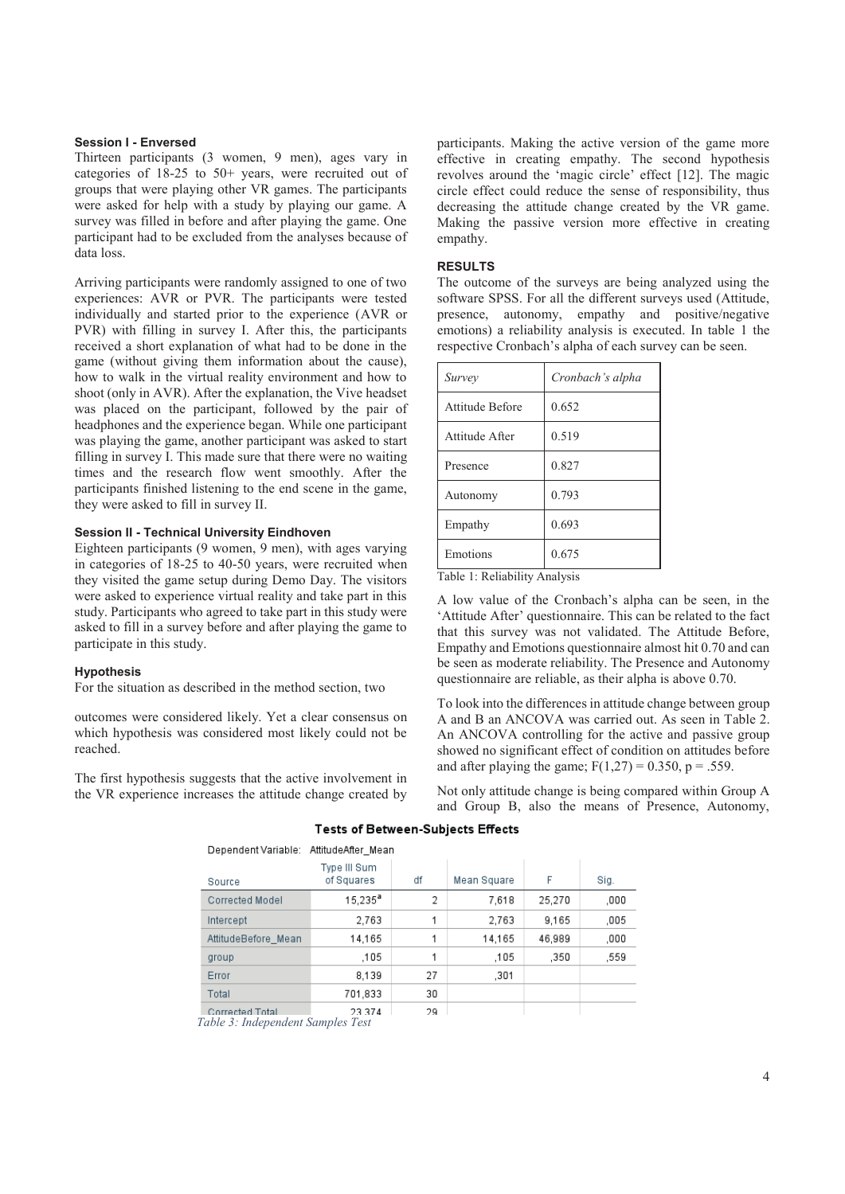### Session I - Enversed

Thirteen participants (3 women, 9 men), ages vary in categories of 18-25 to 50+ years, were recruited out of groups that were playing other VR games. The participants were asked for help with a study by playing our game. A survey was filled in before and after playing the game. One participant had to be excluded from the analyses because of data loss.

Arriving participants were randomly assigned to one of two experiences: AVR or PVR. The participants were tested individually and started prior to the experience (AVR or PVR) with filling in survey I. After this, the participants received a short explanation of what had to be done in the game (without giving them information about the cause), how to walk in the virtual reality environment and how to shoot (only in AVR). After the explanation, the Vive headset was placed on the participant, followed by the pair of headphones and the experience began. While one participant was playing the game, another participant was asked to start filling in survey I. This made sure that there were no waiting times and the research flow went smoothly. After the participants finished listening to the end scene in the game, they were asked to fill in survey II.

### Session II - Technical University Eindhoven

Eighteen participants (9 women, 9 men), with ages varying in categories of 18-25 to 40-50 years, were recruited when they visited the game setup during Demo Day. The visitors were asked to experience virtual reality and take part in this study. Participants who agreed to take part in this study were asked to fill in a survey before and after playing the game to participate in this study.

### Hypothesis

For the situation as described in the method section, two outcomes were considered likely. Yet a clear consensus on which hypothesis was considered most likely could not be reached.

The first hypothesis suggests that the active involvement in the VR experience increases the attitude change created by participants. Making the active version of the game more effective in creating empathy. The second hypothesis revolves around the 'magic circle' effect [12]. The magic circle effect could reduce the sense of responsibility, thus decreasing the attitude change created by the VR game. Making the passive version more effective in creating empathy.

### RESULTS

The outcome of the surveys are being analyzed using the software SPSS. For all the different surveys used (Attitude, presence, autonomy, empathy and positive/negative emotions) a reliability analysis is executed. In table 1 the respective Cronbach's alpha of each survey can be seen.

| *Survey* | *Cronbach's alpha* |
|---|---|
| Attitude Before | 0.652 |
| Attitude After | 0.519 |
| Presence | 0.827 |
| Autonomy | 0.793 |
| Empathy | 0.693 |
| Emotions | 0.675 |

Table 1: Reliability Analysis

A low value of the Cronbach's alpha can be seen, in the 'Attitude After' questionnaire. This can be related to the fact that this survey was not validated. The Attitude Before, Empathy and Emotions questionnaire almost hit 0.70 and can be seen as moderate reliability. The Presence and Autonomy questionnaire are reliable, as their alpha is above 0.70.

To look into the differences in attitude change between group A and B an ANCOVA was carried out. As seen in Table 2. An ANCOVA controlling for the active and passive group showed no significant effect of condition on attitudes before and after playing the game; $F(1,27) = 0.350$, $p = .559$.

Not only attitude change is being compared within Group A and Group B, also the means of Presence, Autonomy,

**Tests of Between-Subjects Effects**

Dependent Variable: AttitudeAfter_Mean

| Source | Type III Sum of Squares | df | Mean Square | F | Sig. |
|---|---|---|---|---|---|
| Corrected Model | 15,235[a] | 2 | 7,618 | 25,270 | ,000 |
| Intercept | 2,763 | 1 | 2,763 | 9,165 | ,005 |
| AttitudeBefore_Mean | 14,165 | 1 | 14,165 | 46,989 | ,000 |
| group | ,105 | 1 | ,105 | ,350 | ,559 |
| Error | 8,139 | 27 | ,301 | | |
| Total | 701,833 | 30 | | | |
| Corrected Total | 23,374 | 29 | | | |

*Table 3: Independent Samples Test*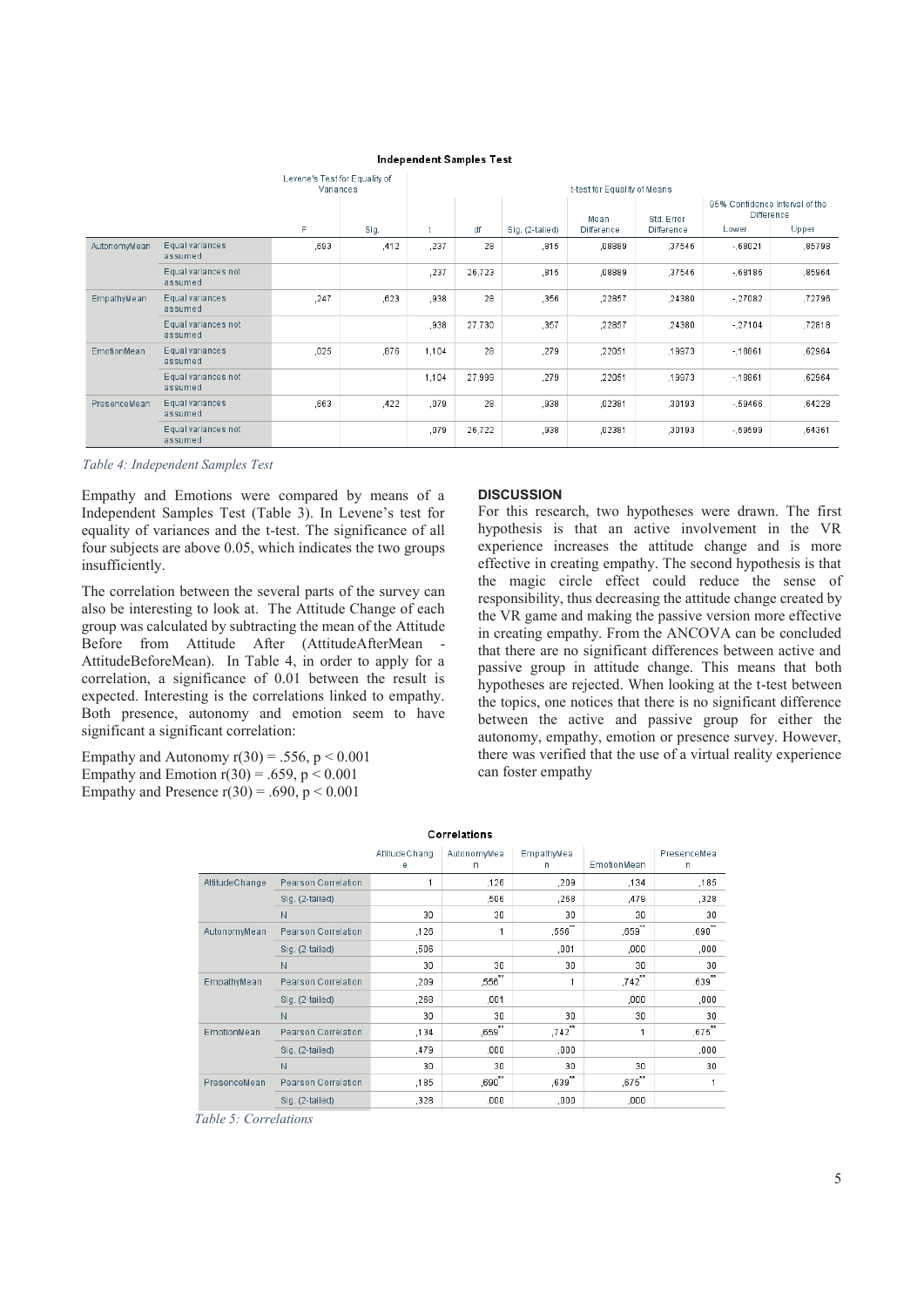**Independent Samples Test**

| | | Levene's Test for Equality of Variances | | t-test for Equality of Means | | | | | | |
|---|---|---|---|---|---|---|---|---|---|---|
| | | | | | | | | | 95% Confidence Interval of the Difference | |
| | | F | Sig. | t | df | Sig. (2-tailed) | Mean Difference | Std. Error Difference | Lower | Upper |
| AutonomyMean | Equal variances assumed | ,693 | ,412 | ,237 | 28 | ,815 | ,08889 | ,37546 | -,68021 | ,85798 |
| | Equal variances not assumed | | | ,237 | 26,723 | ,815 | ,08889 | ,37546 | -,68186 | ,85964 |
| EmpathyMean | Equal variances assumed | ,247 | ,623 | ,938 | 28 | ,356 | ,22857 | ,24380 | -,27082 | ,72796 |
| | Equal variances not assumed | | | ,938 | 27,730 | ,357 | ,22857 | ,24380 | -,27104 | ,72818 |
| EmotionMean | Equal variances assumed | ,025 | ,876 | 1,104 | 28 | ,279 | ,22051 | ,19973 | -,18861 | ,62964 |
| | Equal variances not assumed | | | 1,104 | 27,999 | ,279 | ,22051 | ,19973 | -,18861 | ,62964 |
| PresenceMean | Equal variances assumed | ,663 | ,422 | ,079 | 28 | ,938 | ,02381 | ,30193 | -,59466 | ,64228 |
| | Equal variances not assumed | | | ,079 | 26,722 | ,938 | ,02381 | ,30193 | -,59599 | ,64361 |

*Table 4: Independent Samples Test*

Empathy and Emotions were compared by means of a Independent Samples Test (Table 3). In Levene's test for equality of variances and the t-test. The significance of all four subjects are above 0.05, which indicates the two groups insufficiently.

The correlation between the several parts of the survey can also be interesting to look at. The Attitude Change of each group was calculated by subtracting the mean of the Attitude Before from Attitude After (AttitudeAfterMean - AttitudeBeforeMean). In Table 4, in order to apply for a correlation, a significance of 0.01 between the result is expected. Interesting is the correlations linked to empathy. Both presence, autonomy and emotion seem to have significant a significant correlation:

Empathy and Autonomy $r(30) = .556$, $p < 0.001$
Empathy and Emotion $r(30) = .659$, $p < 0.001$
Empathy and Presence $r(30) = .690$, $p < 0.001$

### DISCUSSION

For this research, two hypotheses were drawn. The first hypothesis is that an active involvement in the VR experience increases the attitude change and is more effective in creating empathy. The second hypothesis is that the magic circle effect could reduce the sense of responsibility, thus decreasing the attitude change created by the VR game and making the passive version more effective in creating empathy. From the ANCOVA can be concluded that there are no significant differences between active and passive group in attitude change. This means that both hypotheses are rejected. When looking at the t-test between the topics, one notices that there is no significant difference between the active and passive group for either the autonomy, empathy, emotion or presence survey. However, there was verified that the use of a virtual reality experience can foster empathy

**Correlations**

| | | AttitudeChange | AutonomyMean | EmpathyMean | EmotionMean | PresenceMean |
|---|---|---|---|---|---|---|
| AttitudeChange | Pearson Correlation | 1 | ,126 | ,209 | ,134 | ,185 |
| | Sig. (2-tailed) | | ,506 | ,268 | ,479 | ,328 |
| | N | 30 | 30 | 30 | 30 | 30 |
| AutonomyMean | Pearson Correlation | ,126 | 1 | ,556** | ,659** | ,690** |
| | Sig. (2-tailed) | ,506 | | ,001 | ,000 | ,000 |
| | N | 30 | 30 | 30 | 30 | 30 |
| EmpathyMean | Pearson Correlation | ,209 | ,556** | 1 | ,742** | ,639** |
| | Sig. (2-tailed) | ,268 | ,001 | | ,000 | ,000 |
| | N | 30 | 30 | 30 | 30 | 30 |
| EmotionMean | Pearson Correlation | ,134 | ,659** | ,742** | 1 | ,675** |
| | Sig. (2-tailed) | ,479 | ,000 | ,000 | | ,000 |
| | N | 30 | 30 | 30 | 30 | 30 |
| PresenceMean | Pearson Correlation | ,185 | ,690** | ,639** | ,675** | 1 |
| | Sig. (2-tailed) | ,328 | ,000 | ,000 | ,000 | |

*Table 5: Correlations*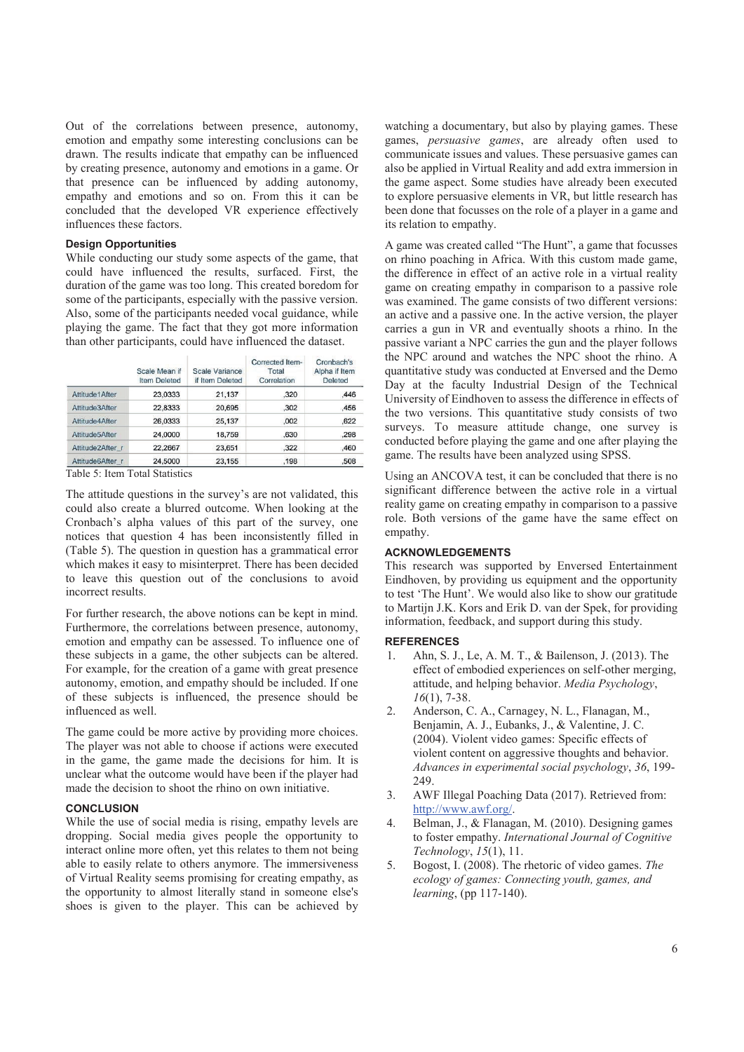Out of the correlations between presence, autonomy, emotion and empathy some interesting conclusions can be drawn. The results indicate that empathy can be influenced by creating presence, autonomy and emotions in a game. Or that presence can be influenced by adding autonomy, empathy and emotions and so on. From this it can be concluded that the developed VR experience effectively influences these factors.

### Design Opportunities

While conducting our study some aspects of the game, that could have influenced the results, surfaced. First, the duration of the game was too long. This created boredom for some of the participants, especially with the passive version. Also, some of the participants needed vocal guidance, while playing the game. The fact that they got more information than other participants, could have influenced the dataset.

| | Scale Mean if Item Deleted | Scale Variance if Item Deleted | Corrected Item-Total Correlation | Cronbach's Alpha if Item Deleted |
|---|---|---|---|---|
| Attitude1After | 23,0333 | 21,137 | ,320 | ,446 |
| Attitude3After | 22,8333 | 20,695 | ,302 | ,456 |
| Attitude4After | 26,0333 | 25,137 | ,002 | ,622 |
| Attitude5After | 24,0000 | 18,759 | ,630 | ,298 |
| Attitude2After_r | 22,2667 | 23,651 | ,322 | ,460 |
| Attitude6After_r | 24,5000 | 23,155 | ,198 | ,508 |

Table 5: Item Total Statistics

The attitude questions in the survey's are not validated, this could also create a blurred outcome. When looking at the Cronbach's alpha values of this part of the survey, one notices that question 4 has been inconsistently filled in (Table 5). The question in question has a grammatical error which makes it easy to misinterpret. There has been decided to leave this question out of the conclusions to avoid incorrect results.

For further research, the above notions can be kept in mind. Furthermore, the correlations between presence, autonomy, emotion and empathy can be assessed. To influence one of these subjects in a game, the other subjects can be altered. For example, for the creation of a game with great presence autonomy, emotion, and empathy should be included. If one of these subjects is influenced, the presence should be influenced as well.

The game could be more active by providing more choices. The player was not able to choose if actions were executed in the game, the game made the decisions for him. It is unclear what the outcome would have been if the player had made the decision to shoot the rhino on own initiative.

## CONCLUSION

While the use of social media is rising, empathy levels are dropping. Social media gives people the opportunity to interact online more often, yet this relates to them not being able to easily relate to others anymore. The immersiveness of Virtual Reality seems promising for creating empathy, as the opportunity to almost literally stand in someone else's shoes is given to the player. This can be achieved by watching a documentary, but also by playing games. These games, *persuasive games*, are already often used to communicate issues and values. These persuasive games can also be applied in Virtual Reality and add extra immersion in the game aspect. Some studies have already been executed to explore persuasive elements in VR, but little research has been done that focusses on the role of a player in a game and its relation to empathy.

A game was created called "The Hunt", a game that focusses on rhino poaching in Africa. With this custom made game, the difference in effect of an active role in a virtual reality game on creating empathy in comparison to a passive role was examined. The game consists of two different versions: an active and a passive one. In the active version, the player carries a gun in VR and eventually shoots a rhino. In the passive variant a NPC carries the gun and the player follows the NPC around and watches the NPC shoot the rhino. A quantitative study was conducted at Enversed and the Demo Day at the faculty Industrial Design of the Technical University of Eindhoven to assess the difference in effects of the two versions. This quantitative study consists of two surveys. To measure attitude change, one survey is conducted before playing the game and one after playing the game. The results have been analyzed using SPSS.

Using an ANCOVA test, it can be concluded that there is no significant difference between the active role in a virtual reality game on creating empathy in comparison to a passive role. Both versions of the game have the same effect on empathy.

## ACKNOWLEDGEMENTS

This research was supported by Enversed Entertainment Eindhoven, by providing us equipment and the opportunity to test 'The Hunt'. We would also like to show our gratitude to Martijn J.K. Kors and Erik D. van der Spek, for providing information, feedback, and support during this study.

## REFERENCES

1. Ahn, S. J., Le, A. M. T., & Bailenson, J. (2013). The effect of embodied experiences on self-other merging, attitude, and helping behavior. *Media Psychology*, *16*(1), 7-38.
2. Anderson, C. A., Carnagey, N. L., Flanagan, M., Benjamin, A. J., Eubanks, J., & Valentine, J. C. (2004). Violent video games: Specific effects of violent content on aggressive thoughts and behavior. *Advances in experimental social psychology*, *36*, 199-249.
3. AWF Illegal Poaching Data (2017). Retrieved from: http://www.awf.org/.
4. Belman, J., & Flanagan, M. (2010). Designing games to foster empathy. *International Journal of Cognitive Technology*, *15*(1), 11.
5. Bogost, I. (2008). The rhetoric of video games. *The ecology of games: Connecting youth, games, and learning*, (pp 117-140).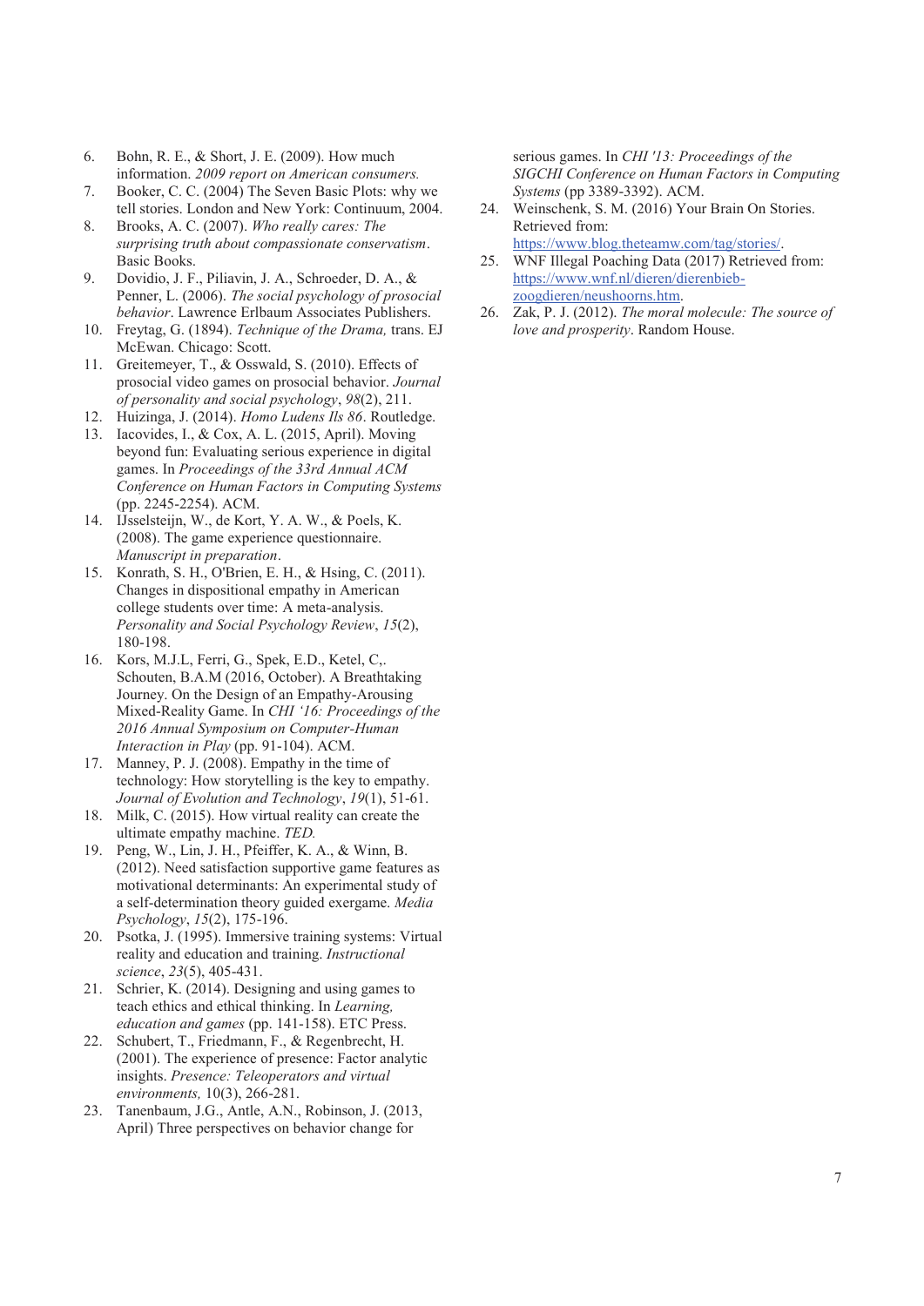6. Bohn, R. E., & Short, J. E. (2009). How much information. *2009 report on American consumers.*
7. Booker, C. C. (2004) The Seven Basic Plots: why we tell stories. London and New York: Continuum, 2004.
8. Brooks, A. C. (2007). *Who really cares: The surprising truth about compassionate conservatism*. Basic Books.
9. Dovidio, J. F., Piliavin, J. A., Schroeder, D. A., & Penner, L. (2006). *The social psychology of prosocial behavior*. Lawrence Erlbaum Associates Publishers.
10. Freytag, G. (1894). *Technique of the Drama,* trans. EJ McEwan. Chicago: Scott.
11. Greitemeyer, T., & Osswald, S. (2010). Effects of prosocial video games on prosocial behavior. *Journal of personality and social psychology*, *98*(2), 211.
12. Huizinga, J. (2014). *Homo Ludens Ils 86*. Routledge.
13. Iacovides, I., & Cox, A. L. (2015, April). Moving beyond fun: Evaluating serious experience in digital games. In *Proceedings of the 33rd Annual ACM Conference on Human Factors in Computing Systems* (pp. 2245-2254). ACM.
14. IJsselsteijn, W., de Kort, Y. A. W., & Poels, K. (2008). The game experience questionnaire. *Manuscript in preparation*.
15. Konrath, S. H., O'Brien, E. H., & Hsing, C. (2011). Changes in dispositional empathy in American college students over time: A meta-analysis. *Personality and Social Psychology Review*, *15*(2), 180-198.
16. Kors, M.J.L, Ferri, G., Spek, E.D., Ketel, C,. Schouten, B.A.M (2016, October). A Breathtaking Journey. On the Design of an Empathy-Arousing Mixed-Reality Game. In *CHI '16: Proceedings of the 2016 Annual Symposium on Computer-Human Interaction in Play* (pp. 91-104). ACM.
17. Manney, P. J. (2008). Empathy in the time of technology: How storytelling is the key to empathy. *Journal of Evolution and Technology*, *19*(1), 51-61.
18. Milk, C. (2015). How virtual reality can create the ultimate empathy machine. *TED.*
19. Peng, W., Lin, J. H., Pfeiffer, K. A., & Winn, B. (2012). Need satisfaction supportive game features as motivational determinants: An experimental study of a self-determination theory guided exergame. *Media Psychology*, *15*(2), 175-196.
20. Psotka, J. (1995). Immersive training systems: Virtual reality and education and training. *Instructional science*, *23*(5), 405-431.
21. Schrier, K. (2014). Designing and using games to teach ethics and ethical thinking. In *Learning, education and games* (pp. 141-158). ETC Press.
22. Schubert, T., Friedmann, F., & Regenbrecht, H. (2001). The experience of presence: Factor analytic insights. *Presence: Teleoperators and virtual environments,* 10(3), 266-281.
23. Tanenbaum, J.G., Antle, A.N., Robinson, J. (2013, April) Three perspectives on behavior change for serious games. In *CHI '13: Proceedings of the SIGCHI Conference on Human Factors in Computing Systems* (pp 3389-3392). ACM.
24. Weinschenk, S. M. (2016) Your Brain On Stories. Retrieved from: https://www.blog.theteamw.com/tag/stories/.
25. WNF Illegal Poaching Data (2017) Retrieved from: https://www.wnf.nl/dieren/dierenbieb-zoogdieren/neushoorns.htm.
26. Zak, P. J. (2012). *The moral molecule: The source of love and prosperity*. Random House.